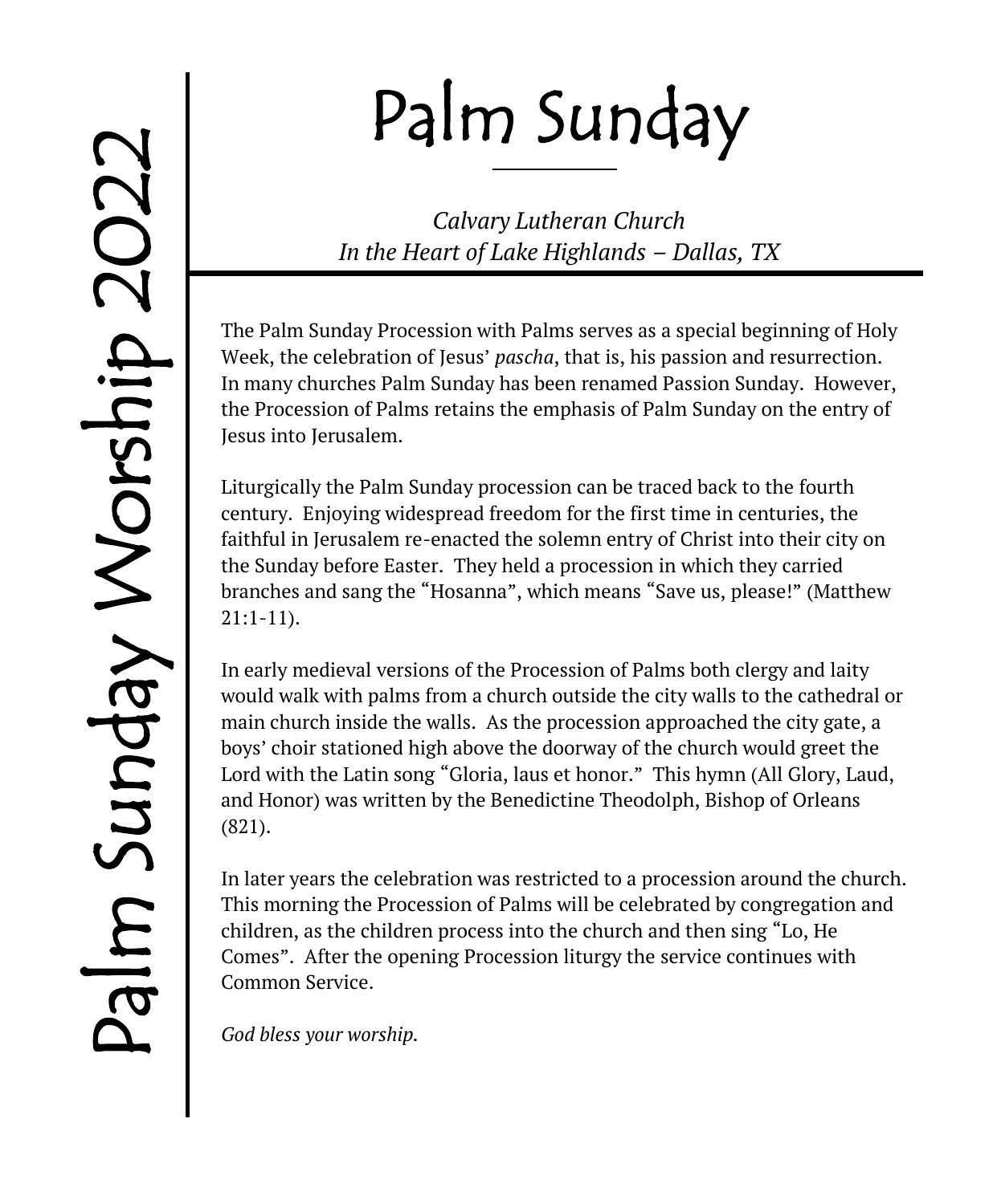# Palm Sunday

*Calvary Lutheran Church*
*In the Heart of Lake Highlands – Dallas, TX*

Palm Sunday Worship 2022

The Palm Sunday Procession with Palms serves as a special beginning of Holy Week, the celebration of Jesus' *pascha*, that is, his passion and resurrection. In many churches Palm Sunday has been renamed Passion Sunday. However, the Procession of Palms retains the emphasis of Palm Sunday on the entry of Jesus into Jerusalem.

Liturgically the Palm Sunday procession can be traced back to the fourth century. Enjoying widespread freedom for the first time in centuries, the faithful in Jerusalem re-enacted the solemn entry of Christ into their city on the Sunday before Easter. They held a procession in which they carried branches and sang the "Hosanna", which means "Save us, please!" (Matthew 21:1-11).

In early medieval versions of the Procession of Palms both clergy and laity would walk with palms from a church outside the city walls to the cathedral or main church inside the walls. As the procession approached the city gate, a boys' choir stationed high above the doorway of the church would greet the Lord with the Latin song "Gloria, laus et honor." This hymn (All Glory, Laud, and Honor) was written by the Benedictine Theodolph, Bishop of Orleans (821).

In later years the celebration was restricted to a procession around the church. This morning the Procession of Palms will be celebrated by congregation and children, as the children process into the church and then sing "Lo, He Comes". After the opening Procession liturgy the service continues with Common Service.

*God bless your worship.*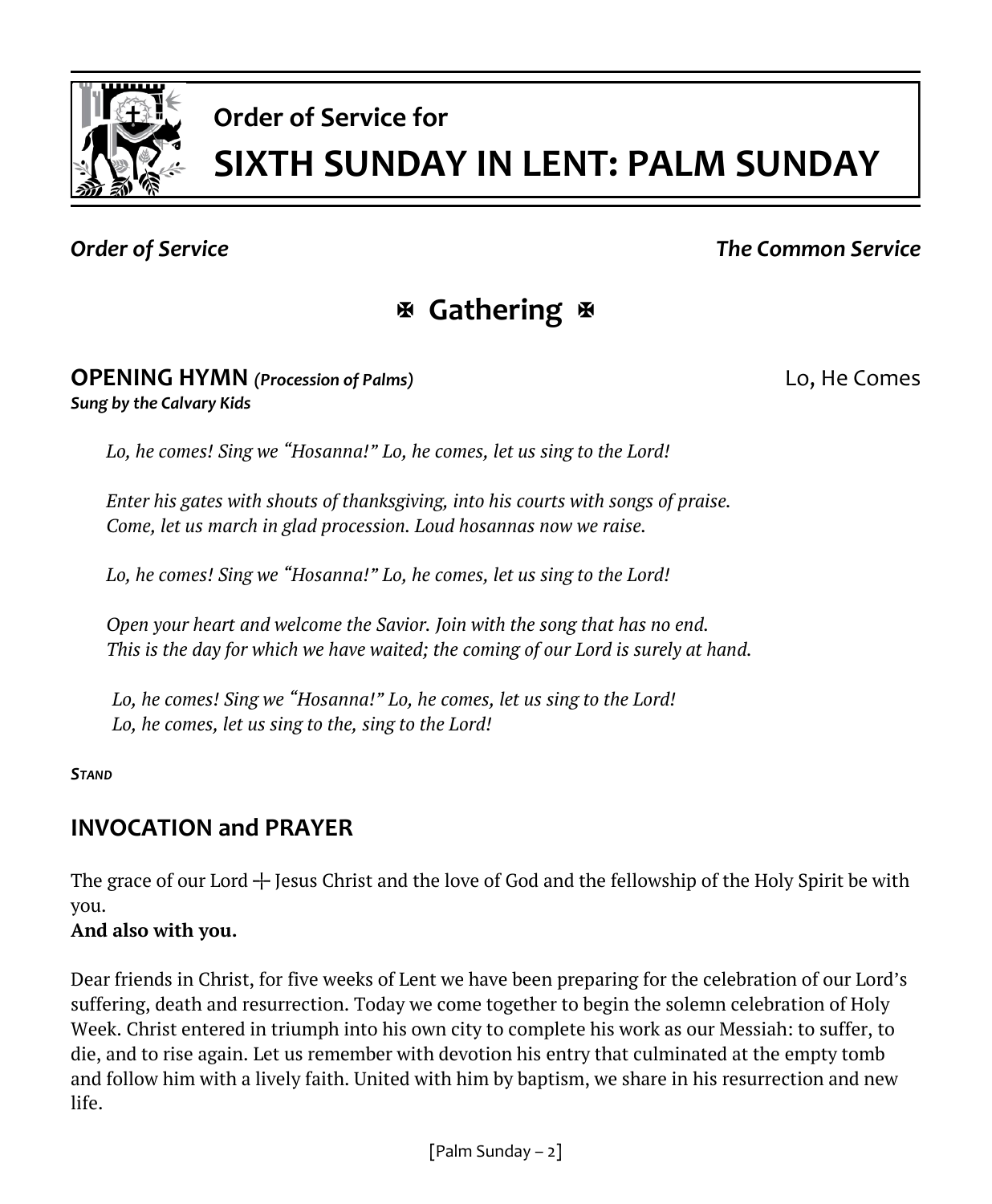# Order of Service for
# SIXTH SUNDAY IN LENT: PALM SUNDAY

***Order of Service*** ***The Common Service***

## ✠ Gathering ✠

**OPENING HYMN** ***(Procession of Palms)*** Lo, He Comes
***Sung by the Calvary Kids***

*Lo, he comes! Sing we "Hosanna!" Lo, he comes, let us sing to the Lord!*

*Enter his gates with shouts of thanksgiving, into his courts with songs of praise.*
*Come, let us march in glad procession. Loud hosannas now we raise.*

*Lo, he comes! Sing we "Hosanna!" Lo, he comes, let us sing to the Lord!*

*Open your heart and welcome the Savior. Join with the song that has no end.*
*This is the day for which we have waited; the coming of our Lord is surely at hand.*

*Lo, he comes! Sing we "Hosanna!" Lo, he comes, let us sing to the Lord!*
*Lo, he comes, let us sing to the, sing to the Lord!*

***STAND***

## INVOCATION and PRAYER

The grace of our Lord ✝ Jesus Christ and the love of God and the fellowship of the Holy Spirit be with you.
**And also with you.**

Dear friends in Christ, for five weeks of Lent we have been preparing for the celebration of our Lord's suffering, death and resurrection. Today we come together to begin the solemn celebration of Holy Week. Christ entered in triumph into his own city to complete his work as our Messiah: to suffer, to die, and to rise again. Let us remember with devotion his entry that culminated at the empty tomb and follow him with a lively faith. United with him by baptism, we share in his resurrection and new life.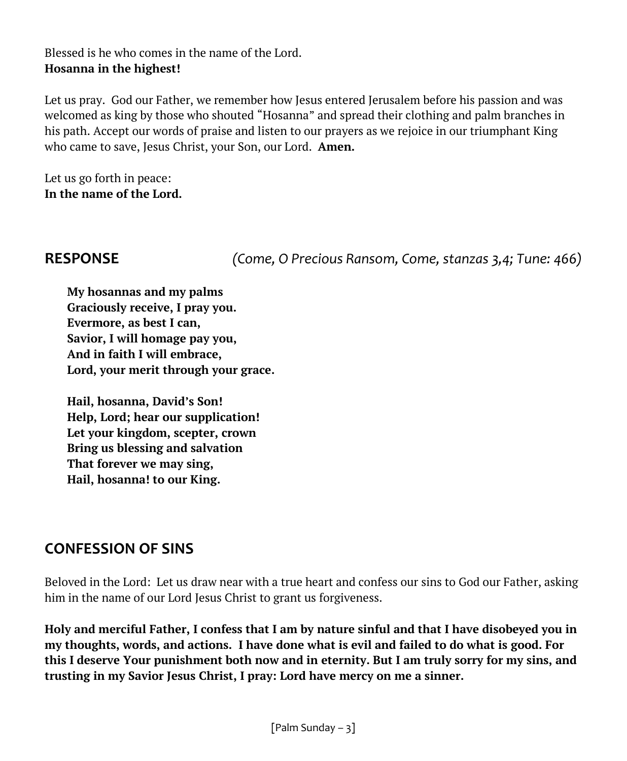Blessed is he who comes in the name of the Lord.
**Hosanna in the highest!**

Let us pray. God our Father, we remember how Jesus entered Jerusalem before his passion and was welcomed as king by those who shouted "Hosanna" and spread their clothing and palm branches in his path. Accept our words of praise and listen to our prayers as we rejoice in our triumphant King who came to save, Jesus Christ, your Son, our Lord. **Amen.**

Let us go forth in peace:
**In the name of the Lord.**

## RESPONSE *(Come, O Precious Ransom, Come, stanzas 3,4; Tune: 466)*

**My hosannas and my palms**
**Graciously receive, I pray you.**
**Evermore, as best I can,**
**Savior, I will homage pay you,**
**And in faith I will embrace,**
**Lord, your merit through your grace.**

**Hail, hosanna, David's Son!**
**Help, Lord; hear our supplication!**
**Let your kingdom, scepter, crown**
**Bring us blessing and salvation**
**That forever we may sing,**
**Hail, hosanna! to our King.**

## CONFESSION OF SINS

Beloved in the Lord: Let us draw near with a true heart and confess our sins to God our Father, asking him in the name of our Lord Jesus Christ to grant us forgiveness.

**Holy and merciful Father, I confess that I am by nature sinful and that I have disobeyed you in my thoughts, words, and actions. I have done what is evil and failed to do what is good. For this I deserve Your punishment both now and in eternity. But I am truly sorry for my sins, and trusting in my Savior Jesus Christ, I pray: Lord have mercy on me a sinner.**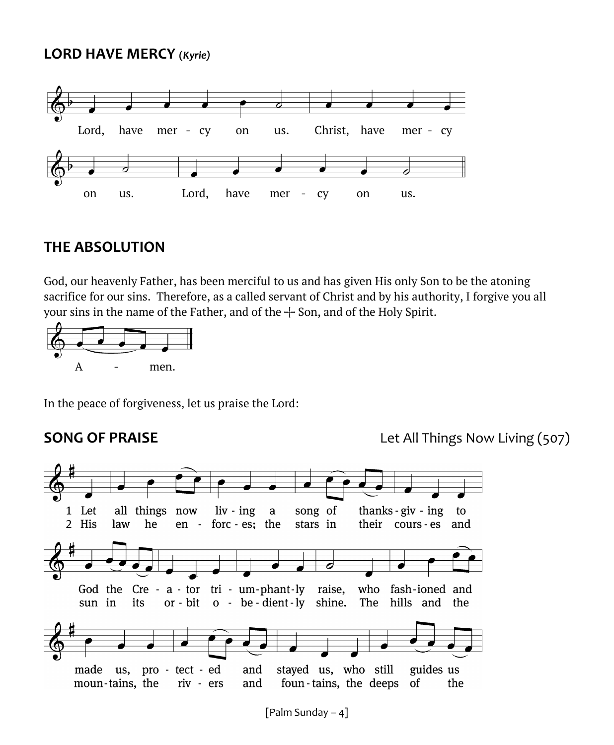## LORD HAVE MERCY *(Kyrie)*

Lord, have mer - cy on us. Christ, have mer - cy on us. Lord, have mer - cy on us.

## THE ABSOLUTION

God, our heavenly Father, has been merciful to us and has given His only Son to be the atoning sacrifice for our sins. Therefore, as a called servant of Christ and by his authority, I forgive you all your sins in the name of the Father, and of the ✝ Son, and of the Holy Spirit.

A - men.

In the peace of forgiveness, let us praise the Lord:

## SONG OF PRAISE

Let All Things Now Living (507)

1 Let all things now liv - ing a song of thanks - giv - ing to God the Cre - a - tor tri - um - phant - ly raise, who fash - ioned and made us, pro - tect - ed and stayed us, who still guides us

2 His law he en - forc - es; the stars in their cours - es and sun in its or - bit o - be - dient - ly shine. The hills and the moun - tains, the riv - ers and foun - tains, the deeps of the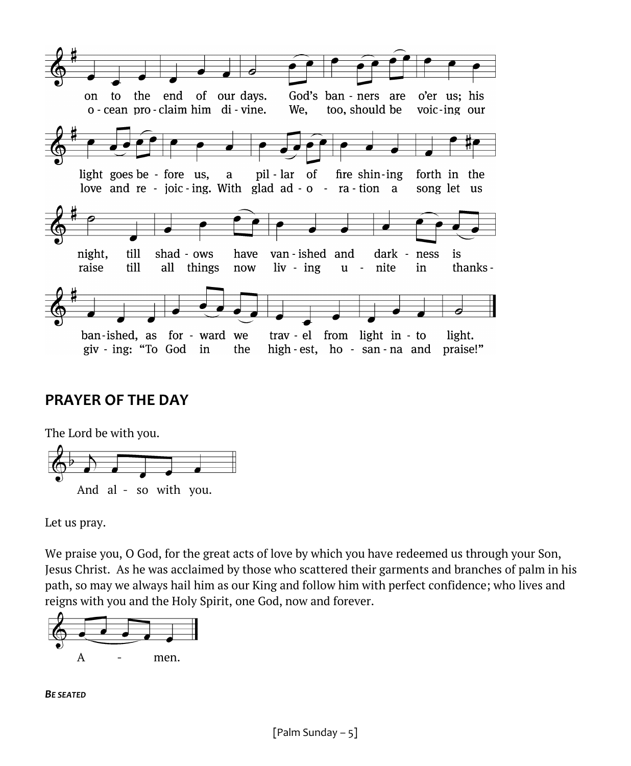on to the end of our days. God's ban - ners are o'er us; his
o - cean pro - claim him di - vine. We, too, should be voic - ing our

light goes be - fore us, a pil - lar of fire shin - ing forth in the
love and re - joic - ing. With glad ad - o - ra - tion a song let us

night, till shad - ows have van - ished and dark - ness is
raise till all things now liv - ing u - nite in thanks -

ban - ished, as for - ward we trav - el from light in - to light.
giv - ing: "To God in the high - est, ho - san - na and praise!"

## PRAYER OF THE DAY

The Lord be with you.

And al - so with you.

Let us pray.

We praise you, O God, for the great acts of love by which you have redeemed us through your Son, Jesus Christ. As he was acclaimed by those who scattered their garments and branches of palm in his path, so may we always hail him as our King and follow him with perfect confidence; who lives and reigns with you and the Holy Spirit, one God, now and forever.

A - men.

***BE SEATED***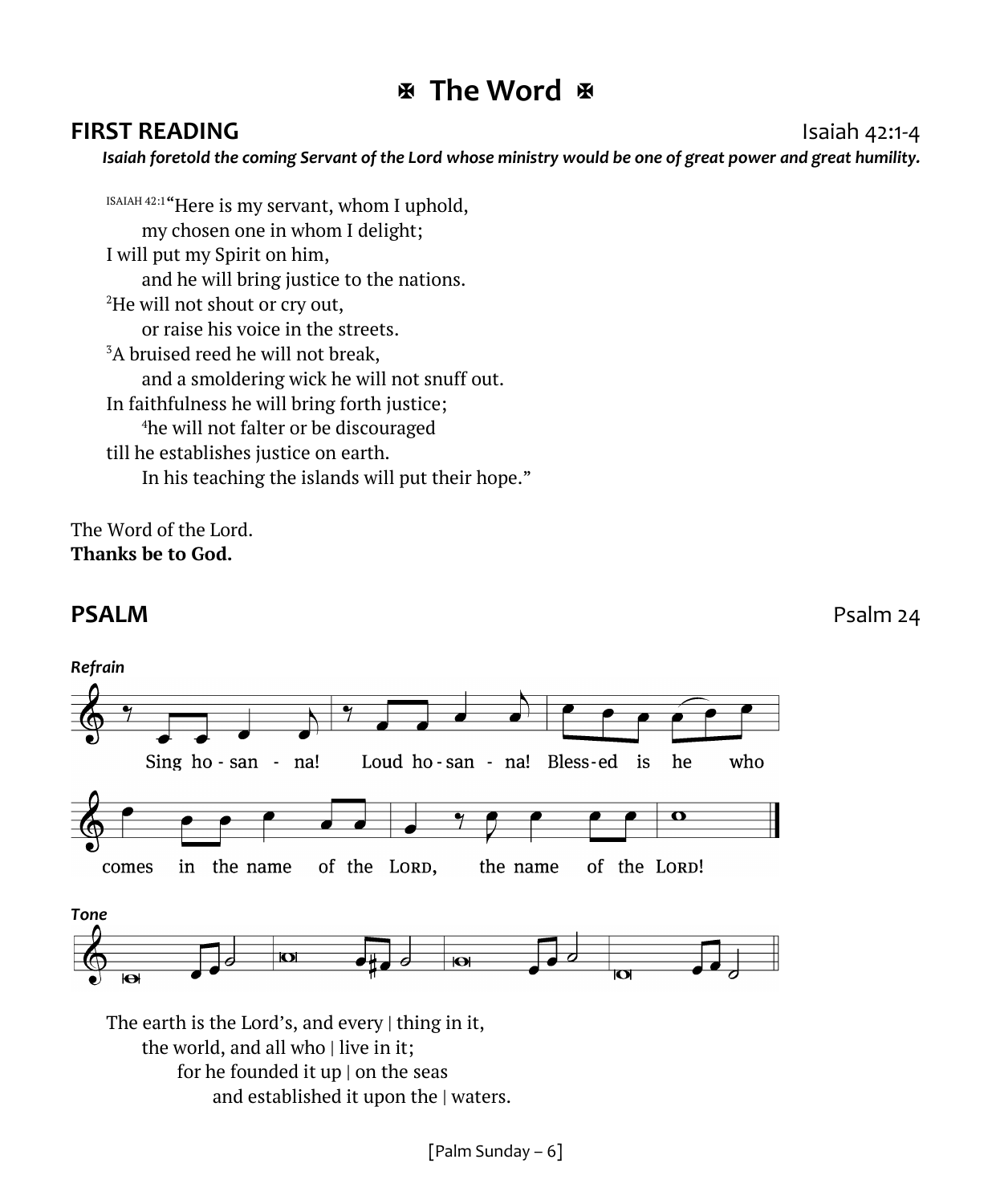# ✠ The Word ✠

## FIRST READING

Isaiah 42:1-4

***Isaiah foretold the coming Servant of the Lord whose ministry would be one of great power and great humility.***

ISAIAH 42:1 "Here is my servant, whom I uphold,  
my chosen one in whom I delight;  
I will put my Spirit on him,  
and he will bring justice to the nations.  
[2]He will not shout or cry out,  
or raise his voice in the streets.  
[3]A bruised reed he will not break,  
and a smoldering wick he will not snuff out.  
In faithfulness he will bring forth justice;  
[4]he will not falter or be discouraged  
till he establishes justice on earth.  
In his teaching the islands will put their hope."

The Word of the Lord.  
**Thanks be to God.**

## PSALM

Psalm 24

***Refrain***

Sing ho - san - na! Loud ho - san - na! Bless-ed is he who comes in the name of the LORD, the name of the LORD!

***Tone***

The earth is the Lord's, and every | thing in it,  
the world, and all who | live in it;  
for he founded it up | on the seas  
and established it upon the | waters.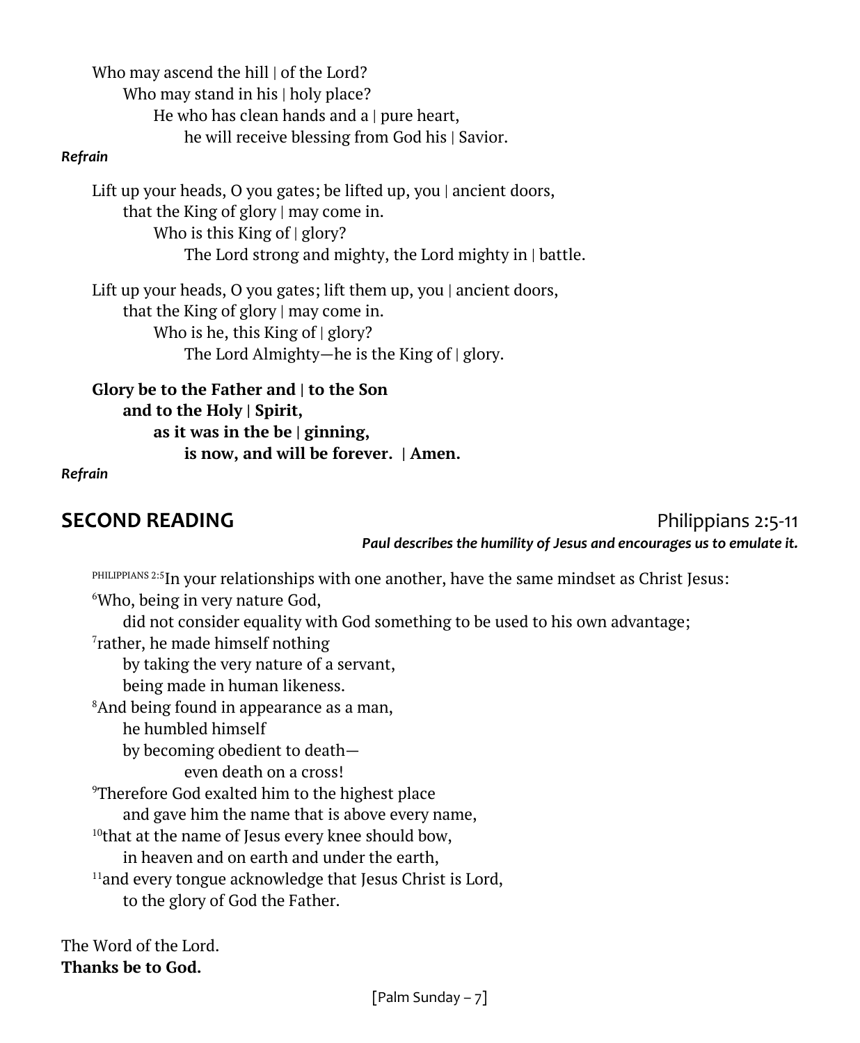Who may ascend the hill | of the Lord?  
Who may stand in his | holy place?  
He who has clean hands and a | pure heart,  
he will receive blessing from God his | Savior.

***Refrain***

Lift up your heads, O you gates; be lifted up, you | ancient doors,  
that the King of glory | may come in.  
Who is this King of | glory?  
The Lord strong and mighty, the Lord mighty in | battle.

Lift up your heads, O you gates; lift them up, you | ancient doors,  
that the King of glory | may come in.  
Who is he, this King of | glory?  
The Lord Almighty—he is the King of | glory.

**Glory be to the Father and | to the Son**  
**and to the Holy | Spirit,**  
**as it was in the be | ginning,**  
**is now, and will be forever. | Amen.**

***Refrain***

## SECOND READING — Philippians 2:5-11

***Paul describes the humility of Jesus and encourages us to emulate it.***

PHILIPPIANS 2:5 In your relationships with one another, have the same mindset as Christ Jesus:  
6 Who, being in very nature God,  
did not consider equality with God something to be used to his own advantage;  
7 rather, he made himself nothing  
by taking the very nature of a servant,  
being made in human likeness.  
8 And being found in appearance as a man,  
he humbled himself  
by becoming obedient to death—  
even death on a cross!  
9 Therefore God exalted him to the highest place  
and gave him the name that is above every name,  
10 that at the name of Jesus every knee should bow,  
in heaven and on earth and under the earth,  
11 and every tongue acknowledge that Jesus Christ is Lord,  
to the glory of God the Father.

The Word of the Lord.  
**Thanks be to God.**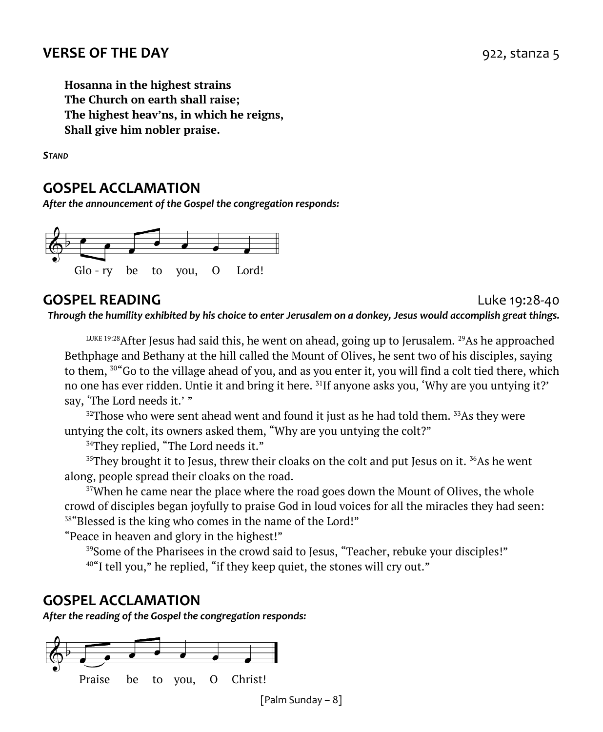## VERSE OF THE DAY

922, stanza 5

**Hosanna in the highest strains**
**The Church on earth shall raise;**
**The highest heav'ns, in which he reigns,**
**Shall give him nobler praise.**

***STAND***

## GOSPEL ACCLAMATION

***After the announcement of the Gospel the congregation responds:***

Glo - ry be to you, O Lord!

## GOSPEL READING

Luke 19:28-40

***Through the humility exhibited by his choice to enter Jerusalem on a donkey, Jesus would accomplish great things.***

[LUKE 19:28]After Jesus had said this, he went on ahead, going up to Jerusalem. [29]As he approached Bethphage and Bethany at the hill called the Mount of Olives, he sent two of his disciples, saying to them, [30]"Go to the village ahead of you, and as you enter it, you will find a colt tied there, which no one has ever ridden. Untie it and bring it here. [31]If anyone asks you, 'Why are you untying it?' say, 'The Lord needs it.' "

[32]Those who were sent ahead went and found it just as he had told them. [33]As they were untying the colt, its owners asked them, "Why are you untying the colt?"

[34]They replied, "The Lord needs it."

[35]They brought it to Jesus, threw their cloaks on the colt and put Jesus on it. [36]As he went along, people spread their cloaks on the road.

[37]When he came near the place where the road goes down the Mount of Olives, the whole crowd of disciples began joyfully to praise God in loud voices for all the miracles they had seen:
[38]"Blessed is the king who comes in the name of the Lord!"
"Peace in heaven and glory in the highest!"

[39]Some of the Pharisees in the crowd said to Jesus, "Teacher, rebuke your disciples!"

[40]"I tell you," he replied, "if they keep quiet, the stones will cry out."

## GOSPEL ACCLAMATION

***After the reading of the Gospel the congregation responds:***

Praise be to you, O Christ!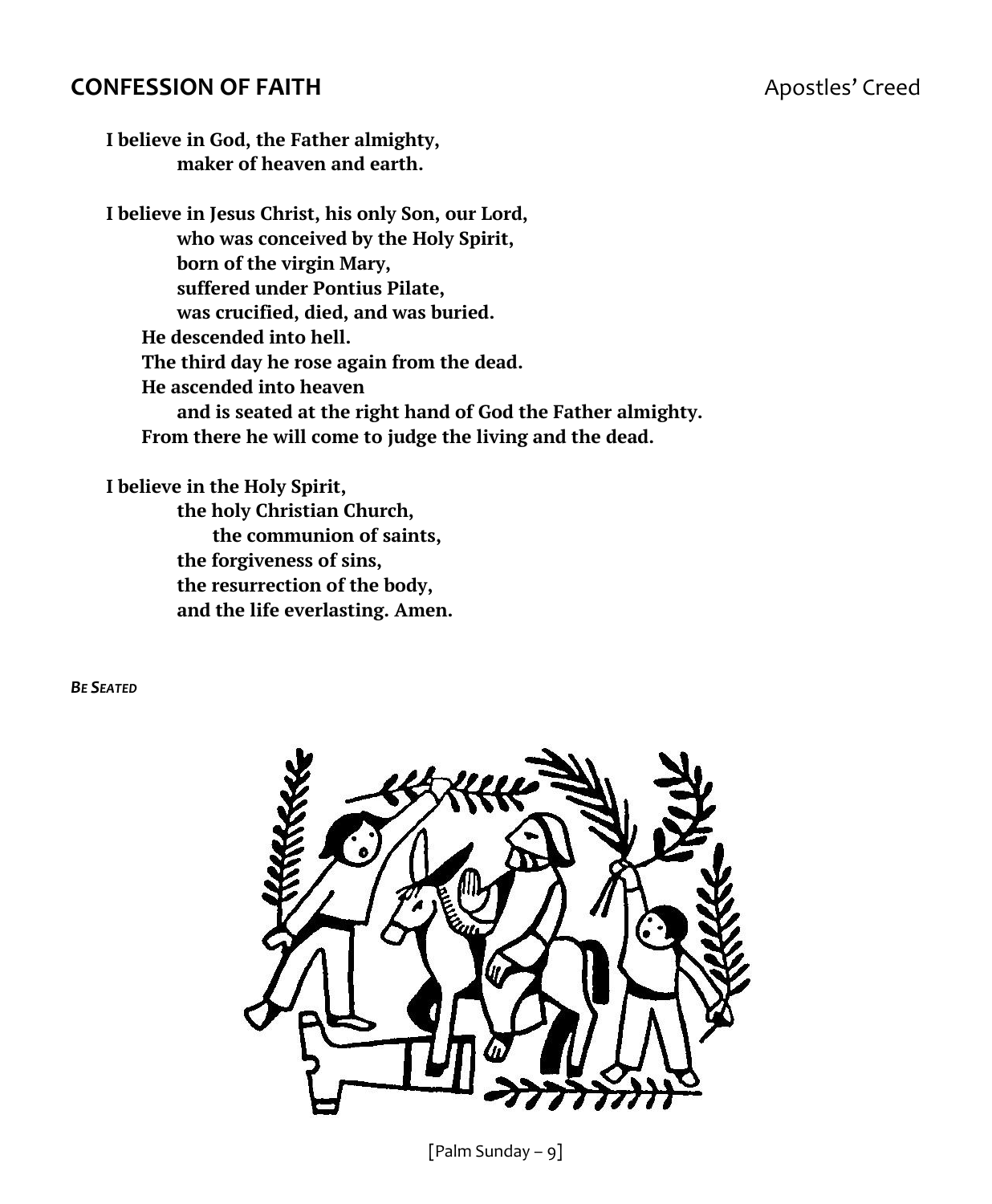## CONFESSION OF FAITH

Apostles' Creed

**I believe in God, the Father almighty,**
**maker of heaven and earth.**

**I believe in Jesus Christ, his only Son, our Lord,**
**who was conceived by the Holy Spirit,**
**born of the virgin Mary,**
**suffered under Pontius Pilate,**
**was crucified, died, and was buried.**
**He descended into hell.**
**The third day he rose again from the dead.**
**He ascended into heaven**
**and is seated at the right hand of God the Father almighty.**
**From there he will come to judge the living and the dead.**

**I believe in the Holy Spirit,**
**the holy Christian Church,**
**the communion of saints,**
**the forgiveness of sins,**
**the resurrection of the body,**
**and the life everlasting. Amen.**

***BE SEATED***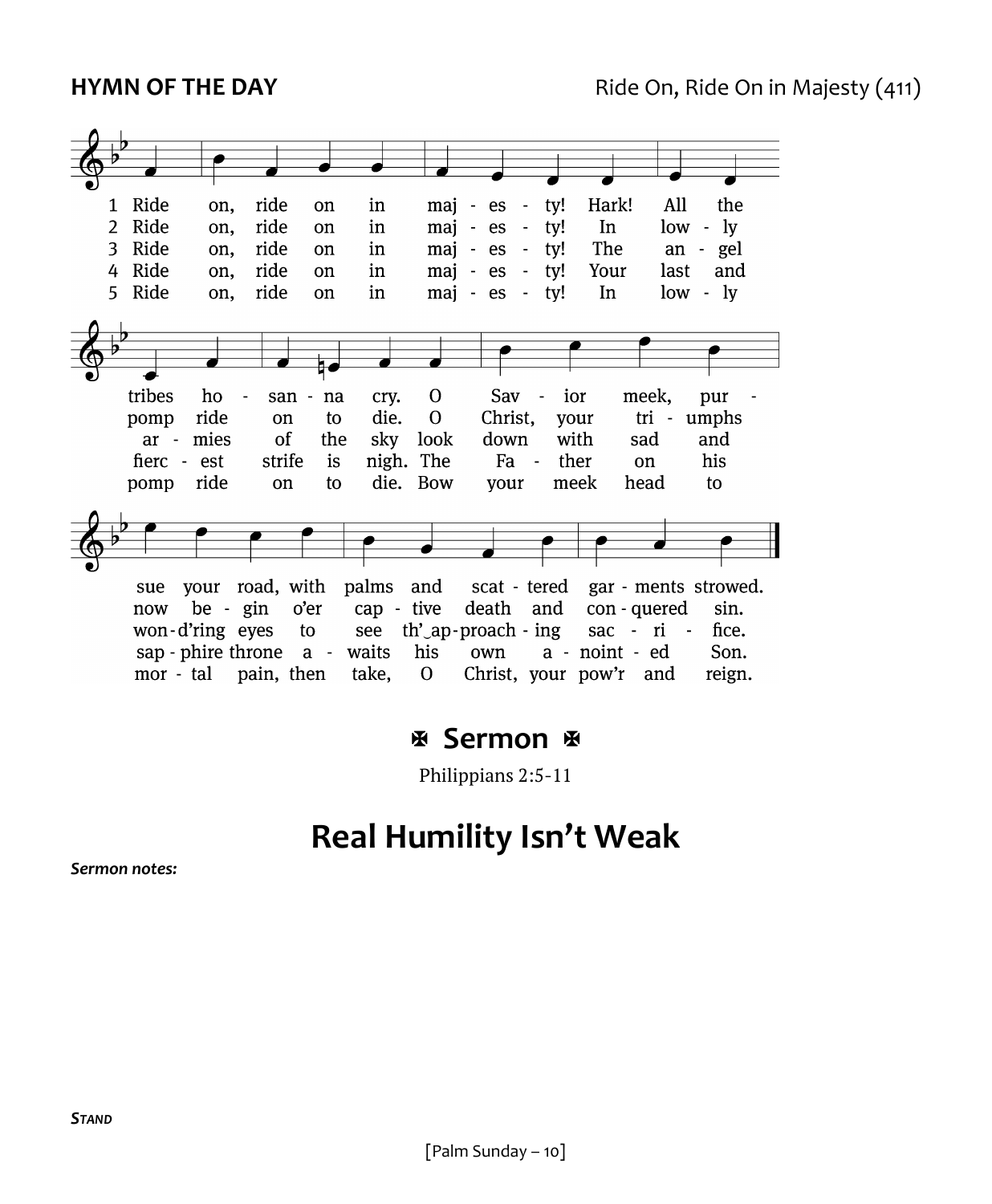**HYMN OF THE DAY** Ride On, Ride On in Majesty (411)

1 Ride on, ride on in majesty! Hark! All the tribes hosanna cry. O Savior meek, pursue your road, with palms and scattered garments strowed.

2 Ride on, ride on in majesty! In lowly pomp ride on to die. O Christ, your triumphs now begin o'er captive death and conquered sin.

3 Ride on, ride on in majesty! The angel armies of the sky look down with sad and wond'ring eyes to see th' approaching sacrifice.

4 Ride on, ride on in majesty! Your last and fiercest strife is nigh. The Father on his sapphire throne awaits his own anointed Son.

5 Ride on, ride on in majesty! In lowly pomp ride on to die. Bow your meek head to mortal pain, then take, O Christ, your pow'r and reign.

## ✠ Sermon ✠

Philippians 2:5-11

# Real Humility Isn't Weak

***Sermon notes:***

***Stand***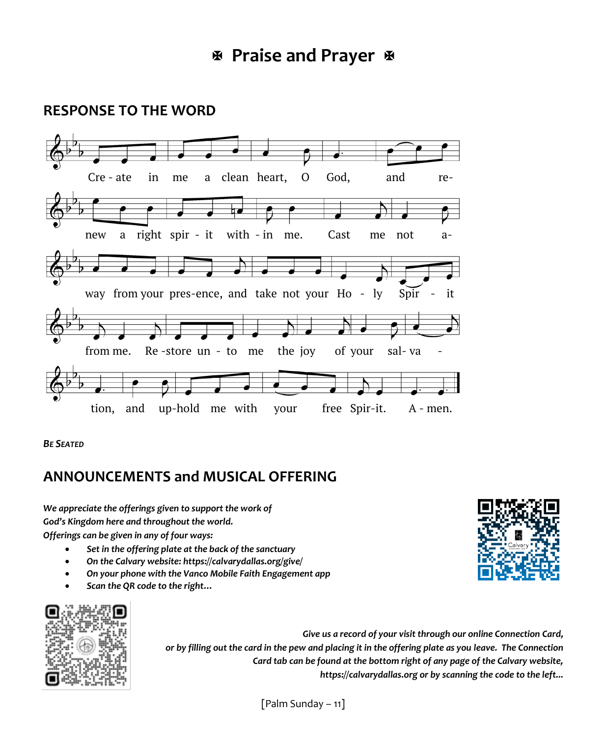# ✠ Praise and Prayer ✠

## RESPONSE TO THE WORD

Cre - ate in me a clean heart, O God, and re-new a right spir - it with - in me. Cast me not a-way from your pres-ence, and take not your Ho - ly Spir - it from me. Re -store un - to me the joy of your sal- va - tion, and up-hold me with your free Spir-it. A - men.

***Be Seated***

## ANNOUNCEMENTS and MUSICAL OFFERING

***We appreciate the offerings given to support the work of God's Kingdom here and throughout the world. Offerings can be given in any of four ways:***

- ***Set in the offering plate at the back of the sanctuary***
- ***On the Calvary website: https://calvarydallas.org/give/***
- ***On your phone with the Vanco Mobile Faith Engagement app***
- ***Scan the QR code to the right…***

***Give us a record of your visit through our online Connection Card, or by filling out the card in the pew and placing it in the offering plate as you leave. The Connection Card tab can be found at the bottom right of any page of the Calvary website, https://calvarydallas.org or by scanning the code to the left…***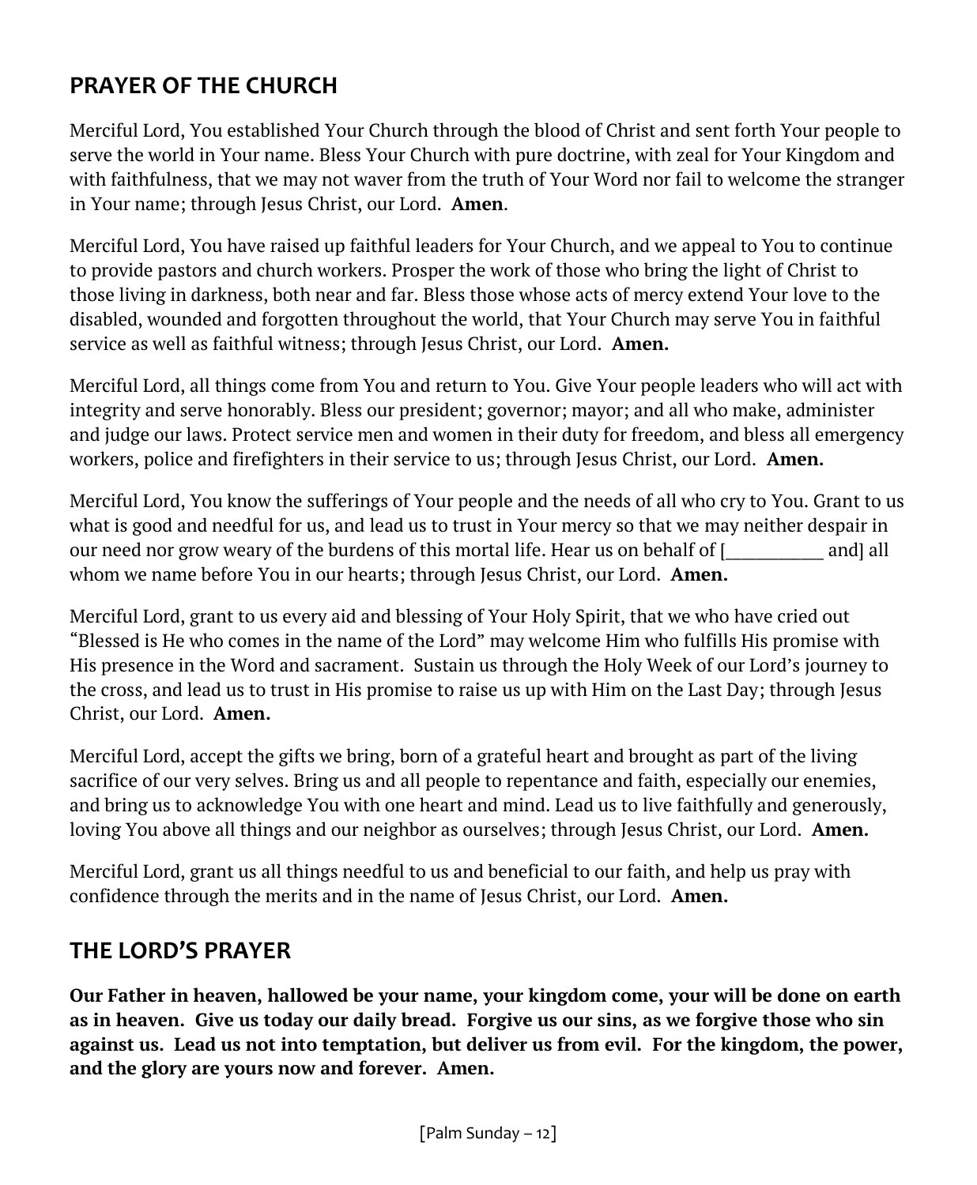## PRAYER OF THE CHURCH

Merciful Lord, You established Your Church through the blood of Christ and sent forth Your people to serve the world in Your name. Bless Your Church with pure doctrine, with zeal for Your Kingdom and with faithfulness, that we may not waver from the truth of Your Word nor fail to welcome the stranger in Your name; through Jesus Christ, our Lord. **Amen**.

Merciful Lord, You have raised up faithful leaders for Your Church, and we appeal to You to continue to provide pastors and church workers. Prosper the work of those who bring the light of Christ to those living in darkness, both near and far. Bless those whose acts of mercy extend Your love to the disabled, wounded and forgotten throughout the world, that Your Church may serve You in faithful service as well as faithful witness; through Jesus Christ, our Lord. **Amen.**

Merciful Lord, all things come from You and return to You. Give Your people leaders who will act with integrity and serve honorably. Bless our president; governor; mayor; and all who make, administer and judge our laws. Protect service men and women in their duty for freedom, and bless all emergency workers, police and firefighters in their service to us; through Jesus Christ, our Lord. **Amen.**

Merciful Lord, You know the sufferings of Your people and the needs of all who cry to You. Grant to us what is good and needful for us, and lead us to trust in Your mercy so that we may neither despair in our need nor grow weary of the burdens of this mortal life. Hear us on behalf of [___________ and] all whom we name before You in our hearts; through Jesus Christ, our Lord. **Amen.**

Merciful Lord, grant to us every aid and blessing of Your Holy Spirit, that we who have cried out "Blessed is He who comes in the name of the Lord" may welcome Him who fulfills His promise with His presence in the Word and sacrament. Sustain us through the Holy Week of our Lord's journey to the cross, and lead us to trust in His promise to raise us up with Him on the Last Day; through Jesus Christ, our Lord. **Amen.**

Merciful Lord, accept the gifts we bring, born of a grateful heart and brought as part of the living sacrifice of our very selves. Bring us and all people to repentance and faith, especially our enemies, and bring us to acknowledge You with one heart and mind. Lead us to live faithfully and generously, loving You above all things and our neighbor as ourselves; through Jesus Christ, our Lord. **Amen.**

Merciful Lord, grant us all things needful to us and beneficial to our faith, and help us pray with confidence through the merits and in the name of Jesus Christ, our Lord. **Amen.**

## THE LORD'S PRAYER

**Our Father in heaven, hallowed be your name, your kingdom come, your will be done on earth as in heaven. Give us today our daily bread. Forgive us our sins, as we forgive those who sin against us. Lead us not into temptation, but deliver us from evil. For the kingdom, the power, and the glory are yours now and forever. Amen.**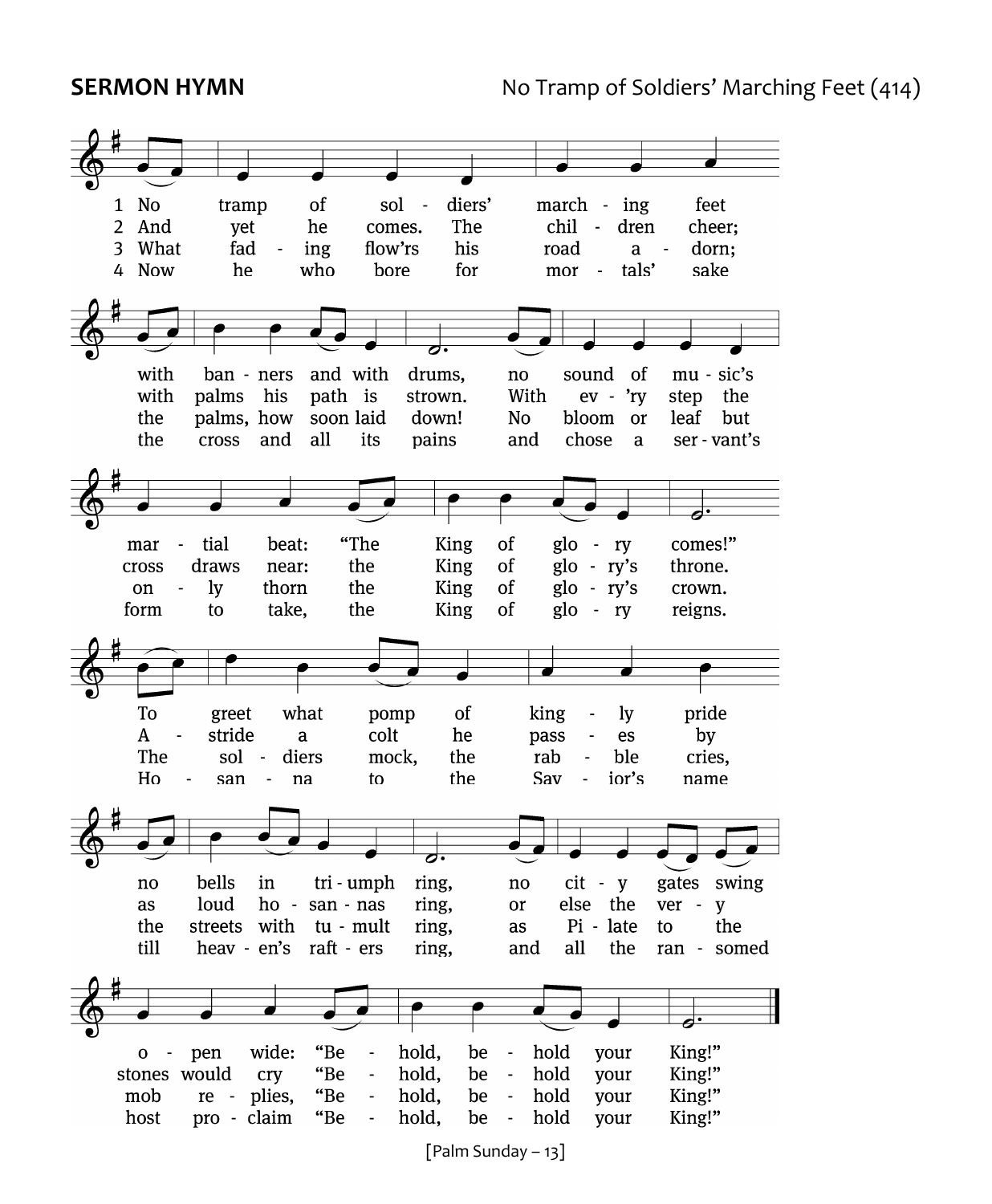**SERMON HYMN** No Tramp of Soldiers' Marching Feet (414)

1 No tramp of soldiers' marching feet with banners and with drums, no sound of music's martial beat: "The King of glory comes!" To greet what pomp of kingly pride no bells in triumph ring, no city gates swing open wide: "Behold, behold your King!"

2 And yet he comes. The children cheer; with palms his path is strown. With ev'ry step the cross draws near: the King of glory's throne. Astride a colt he passes by as loud hosannas ring, or else the very stones would cry "Behold, behold your King!"

3 What fading flow'rs his road adorn; the palms, how soon laid down! No bloom or leaf but only thorn the King of glory's crown. The soldiers mock, the rabble cries, the streets with tumult ring, as Pilate to the mob replies, "Behold, behold your King!"

4 Now he who bore for mortals' sake the cross and all its pains and chose a servant's form to take, the King of glory reigns. Hosanna to the Savior's name till heaven's rafters ring, and all the ransomed host proclaim "Behold, behold your King!"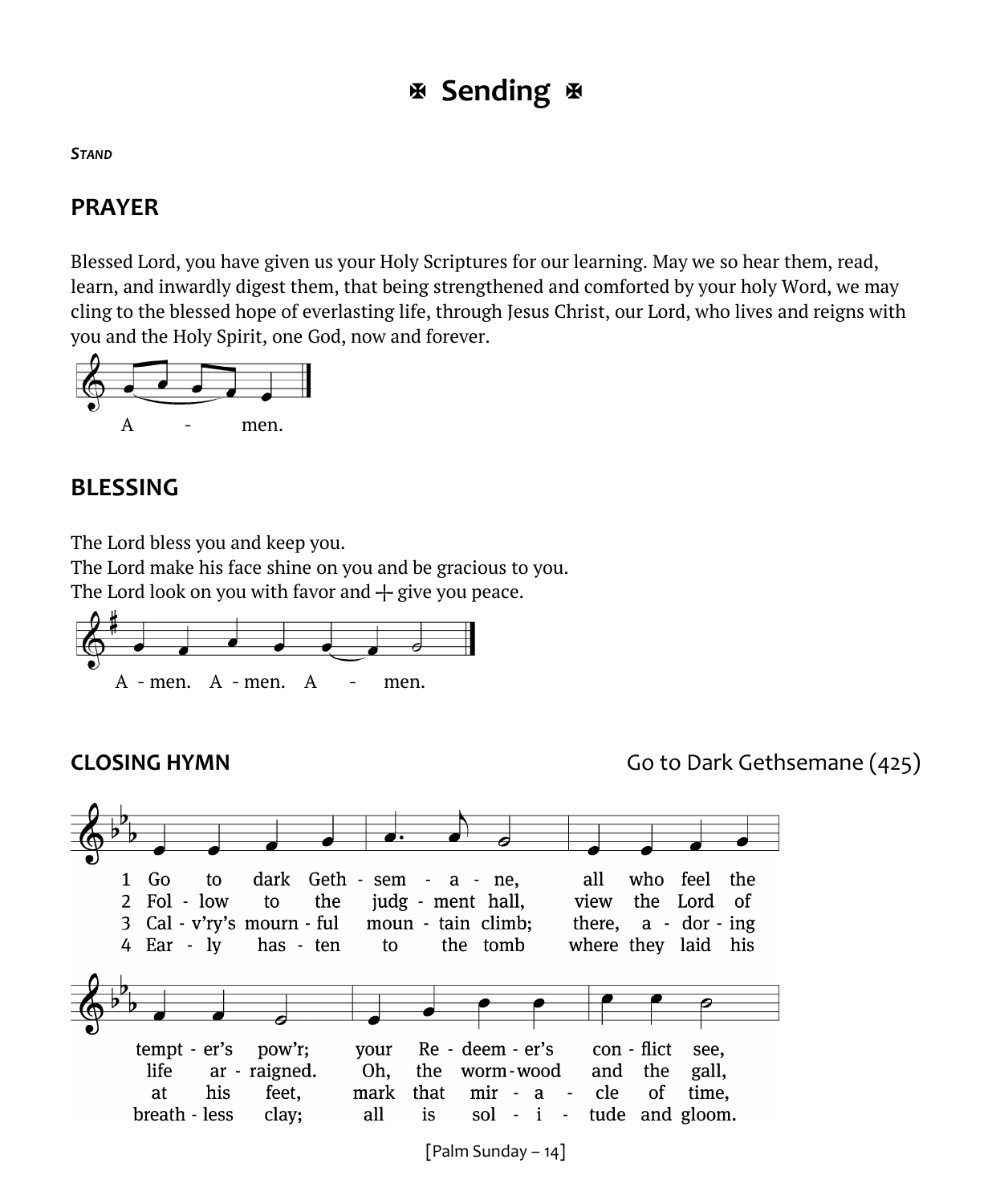# ✠ Sending ✠

***Stand***

## PRAYER

Blessed Lord, you have given us your Holy Scriptures for our learning. May we so hear them, read, learn, and inwardly digest them, that being strengthened and comforted by your holy Word, we may cling to the blessed hope of everlasting life, through Jesus Christ, our Lord, who lives and reigns with you and the Holy Spirit, one God, now and forever.

A - men.

## BLESSING

The Lord bless you and keep you.
The Lord make his face shine on you and be gracious to you.
The Lord look on you with favor and ☩ give you peace.

A - men. A - men. A - men.

## CLOSING HYMN

Go to Dark Gethsemane (425)

1 Go to dark Geth - sem - a - ne, all who feel the tempt - er's pow'r; your Re - deem - er's con - flict see,
2 Fol - low to the judg - ment hall, view the Lord of life ar - raigned. Oh, the worm-wood and the gall,
3 Cal - v'ry's mourn - ful moun - tain climb; there, a - dor - ing at his feet, mark that mir - a - cle of time,
4 Ear - ly has - ten to the tomb where they laid his breath - less clay; all is sol - i - tude and gloom.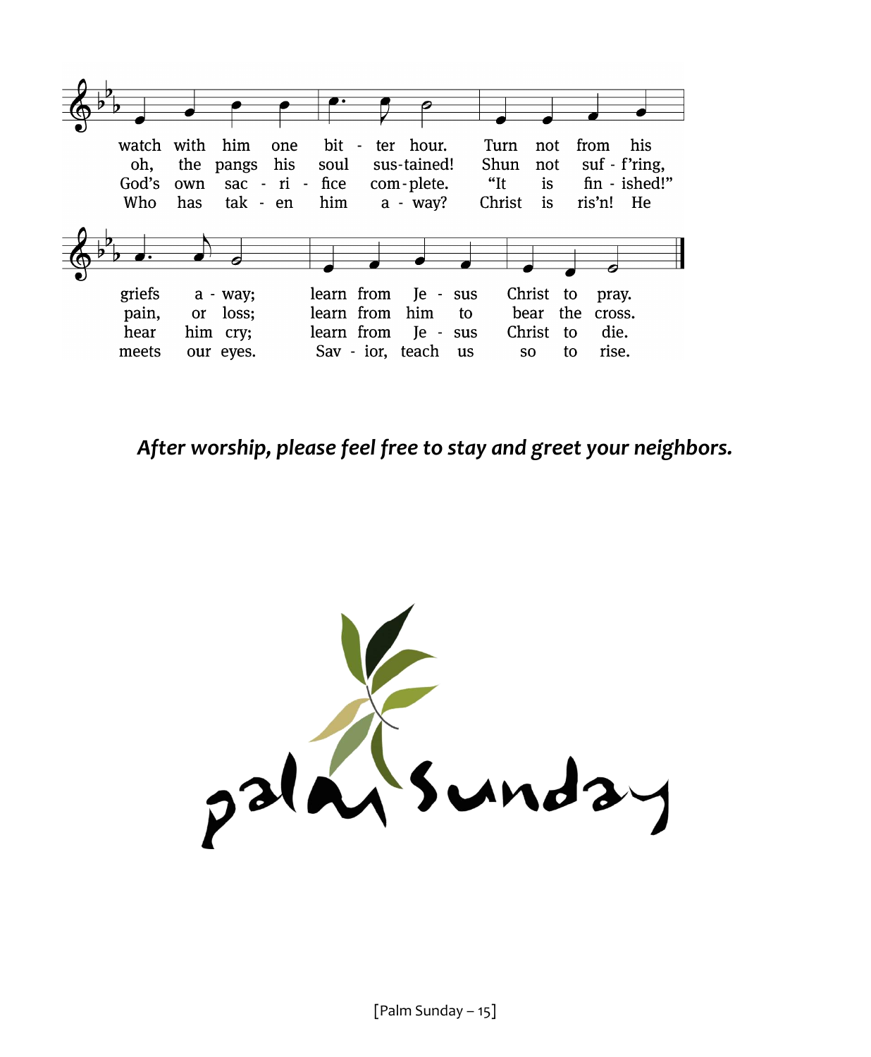watch with him one bit - ter hour. Turn not from his griefs a - way; learn from Je - sus Christ to pray.

oh, the pangs his soul sus-tained! Shun not suf - f'ring, pain, or loss; learn from him to bear the cross.

God's own sac - ri - fice com-plete. "It is fin - ished!" hear him cry; learn from Je - sus Christ to die.

Who has tak - en him a - way? Christ is ris'n! He meets our eyes. Sav - ior, teach us so to rise.

***After worship, please feel free to stay and greet your neighbors.***

palm sunday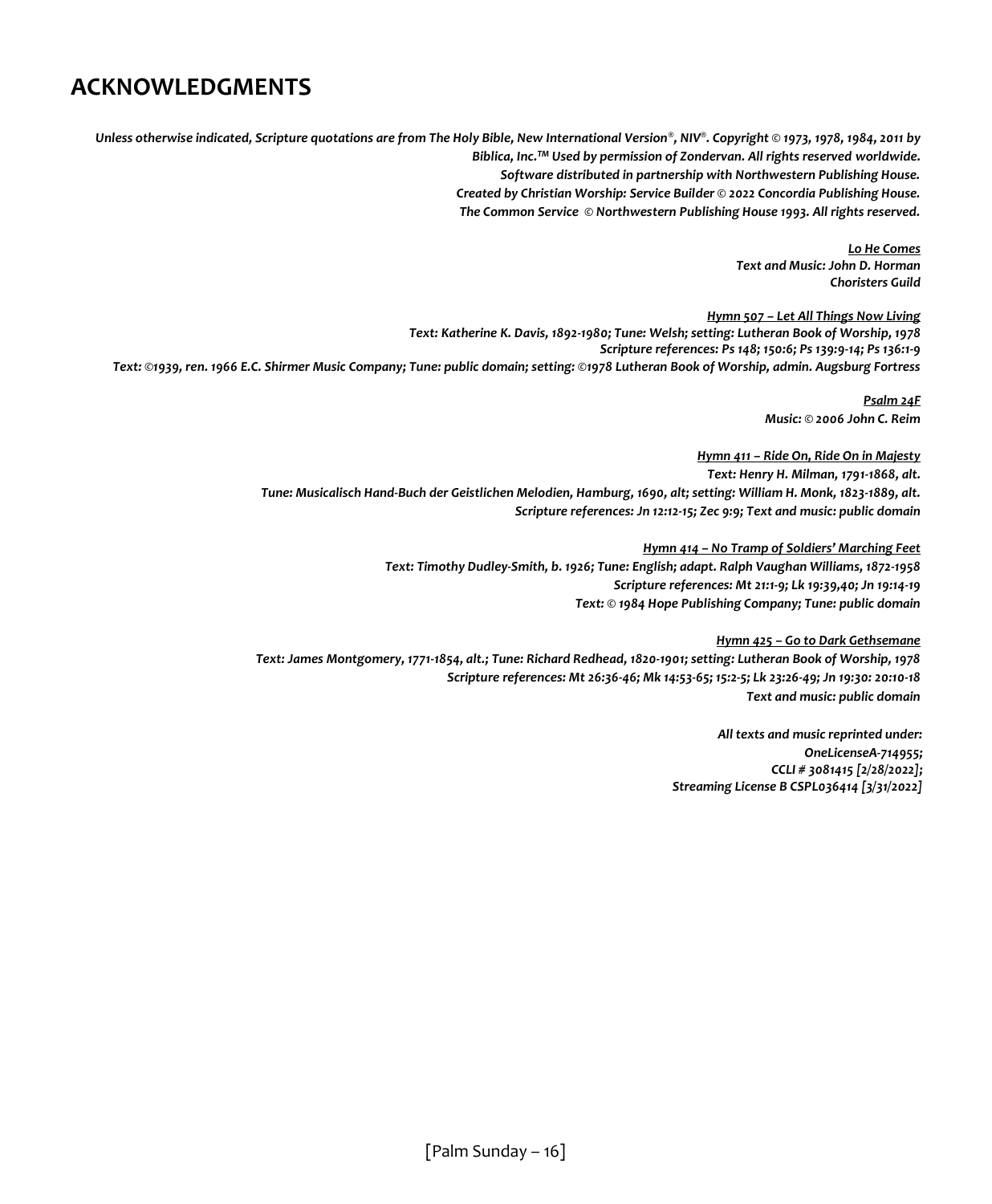# ACKNOWLEDGMENTS

*Unless otherwise indicated, Scripture quotations are from The Holy Bible, New International Version®, NIV®. Copyright © 1973, 1978, 1984, 2011 by Biblica, Inc.™ Used by permission of Zondervan. All rights reserved worldwide.*
*Software distributed in partnership with Northwestern Publishing House.*
*Created by Christian Worship: Service Builder © 2022 Concordia Publishing House.*
*The Common Service © Northwestern Publishing House 1993. All rights reserved.*

***Lo He Comes***
*Text and Music: John D. Horman*
*Choristers Guild*

***Hymn 507 – Let All Things Now Living***
*Text: Katherine K. Davis, 1892-1980; Tune: Welsh; setting: Lutheran Book of Worship, 1978*
*Scripture references: Ps 148; 150:6; Ps 139:9-14; Ps 136:1-9*
*Text: ©1939, ren. 1966 E.C. Shirmer Music Company; Tune: public domain; setting: ©1978 Lutheran Book of Worship, admin. Augsburg Fortress*

***Psalm 24F***
*Music: © 2006 John C. Reim*

***Hymn 411 – Ride On, Ride On in Majesty***
*Text: Henry H. Milman, 1791-1868, alt.*
*Tune: Musicalisch Hand-Buch der Geistlichen Melodien, Hamburg, 1690, alt; setting: William H. Monk, 1823-1889, alt.*
*Scripture references: Jn 12:12-15; Zec 9:9; Text and music: public domain*

***Hymn 414 – No Tramp of Soldiers' Marching Feet***
*Text: Timothy Dudley-Smith, b. 1926; Tune: English; adapt. Ralph Vaughan Williams, 1872-1958*
*Scripture references: Mt 21:1-9; Lk 19:39,40; Jn 19:14-19*
*Text: © 1984 Hope Publishing Company; Tune: public domain*

***Hymn 425 – Go to Dark Gethsemane***
*Text: James Montgomery, 1771-1854, alt.; Tune: Richard Redhead, 1820-1901; setting: Lutheran Book of Worship, 1978*
*Scripture references: Mt 26:36-46; Mk 14:53-65; 15:2-5; Lk 23:26-49; Jn 19:30: 20:10-18*
*Text and music: public domain*

*All texts and music reprinted under:*
*OneLicenseA-714955;*
*CCLI # 3081415 [2/28/2022];*
*Streaming License B CSPL036414 [3/31/2022]*